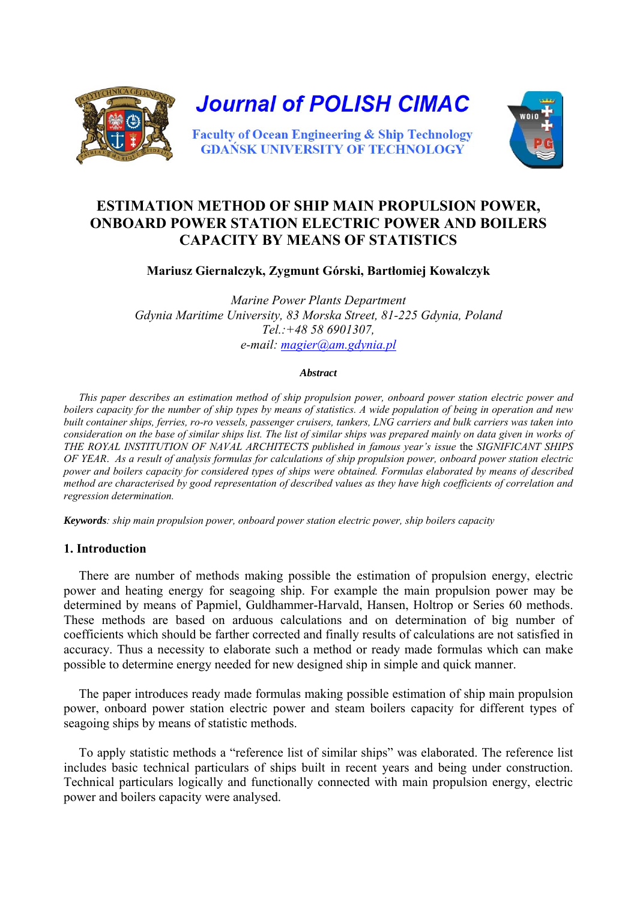Journal of POLISH CIMAC

Faculty of Ocean Engineering & Ship Technology
GDAŃSK UNIVERSITY OF TECHNOLOGY

# ESTIMATION METHOD OF SHIP MAIN PROPULSION POWER, ONBOARD POWER STATION ELECTRIC POWER AND BOILERS CAPACITY BY MEANS OF STATISTICS

**Mariusz Giernalczyk, Zygmunt Górski, Bartłomiej Kowalczyk**

*Marine Power Plants Department*
*Gdynia Maritime University, 83 Morska Street, 81-225 Gdynia, Poland*
*Tel.:+48 58 6901307,*
*e-mail: magier@am.gdynia.pl*

***Abstract***

*This paper describes an estimation method of ship propulsion power, onboard power station electric power and boilers capacity for the number of ship types by means of statistics. A wide population of being in operation and new built container ships, ferries, ro-ro vessels, passenger cruisers, tankers, LNG carriers and bulk carriers was taken into consideration on the base of similar ships list. The list of similar ships was prepared mainly on data given in works of THE ROYAL INSTITUTION OF NAVAL ARCHITECTS published in famous year's issue* the *SIGNIFICANT SHIPS OF YEAR. As a result of analysis formulas for calculations of ship propulsion power, onboard power station electric power and boilers capacity for considered types of ships were obtained. Formulas elaborated by means of described method are characterised by good representation of described values as they have high coefficients of correlation and regression determination.*

***Keywords****: ship main propulsion power, onboard power station electric power, ship boilers capacity*

## 1. Introduction

There are number of methods making possible the estimation of propulsion energy, electric power and heating energy for seagoing ship. For example the main propulsion power may be determined by means of Papmiel, Guldhammer-Harvald, Hansen, Holtrop or Series 60 methods. These methods are based on arduous calculations and on determination of big number of coefficients which should be farther corrected and finally results of calculations are not satisfied in accuracy. Thus a necessity to elaborate such a method or ready made formulas which can make possible to determine energy needed for new designed ship in simple and quick manner.

The paper introduces ready made formulas making possible estimation of ship main propulsion power, onboard power station electric power and steam boilers capacity for different types of seagoing ships by means of statistic methods.

To apply statistic methods a "reference list of similar ships" was elaborated. The reference list includes basic technical particulars of ships built in recent years and being under construction. Technical particulars logically and functionally connected with main propulsion energy, electric power and boilers capacity were analysed.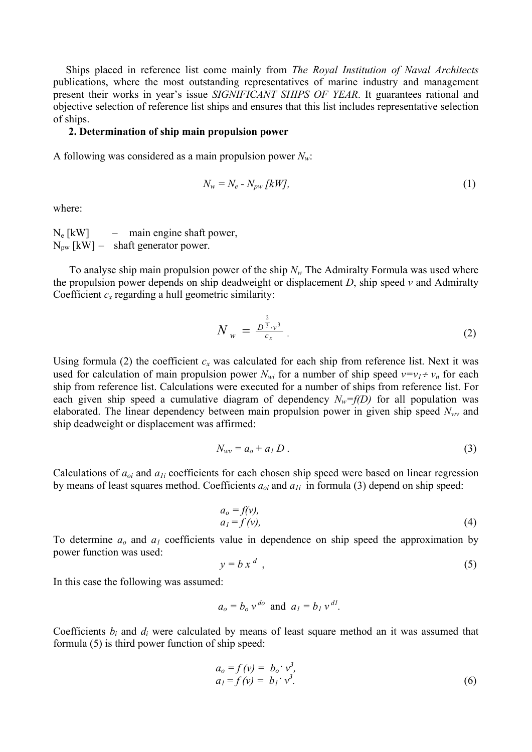Ships placed in reference list come mainly from *The Royal Institution of Naval Architects* publications, where the most outstanding representatives of marine industry and management present their works in year's issue *SIGNIFICANT SHIPS OF YEAR*. It guarantees rational and objective selection of reference list ships and ensures that this list includes representative selection of ships.

## 2. Determination of ship main propulsion power

A following was considered as a main propulsion power $N_w$:

$$N_w = N_e - N_{pw} \ [kW], \tag{1}$$

where:

$N_e$ [kW] – main engine shaft power,
$N_{pw}$ [kW] – shaft generator power.

To analyse ship main propulsion power of the ship $N_w$ The Admiralty Formula was used where the propulsion power depends on ship deadweight or displacement $D$, ship speed $v$ and Admiralty Coefficient $c_x$ regarding a hull geometric similarity:

$$N_w = \frac{D^{\frac{2}{3}} \cdot v^3}{c_x} . \tag{2}$$

Using formula (2) the coefficient $c_x$ was calculated for each ship from reference list. Next it was used for calculation of main propulsion power $N_{wi}$ for a number of ship speed $v=v_1 \div v_n$ for each ship from reference list. Calculations were executed for a number of ships from reference list. For each given ship speed a cumulative diagram of dependency $N_w=f(D)$ for all population was elaborated. The linear dependency between main propulsion power in given ship speed $N_{wv}$ and ship deadweight or displacement was affirmed:

$$N_{wv} = a_o + a_1 D . \tag{3}$$

Calculations of $a_{oi}$ and $a_{1i}$ coefficients for each chosen ship speed were based on linear regression by means of least squares method. Coefficients $a_{oi}$ and $a_{1i}$ in formula (3) depend on ship speed:

$$a_o = f(v), \quad a_1 = f(v), \tag{4}$$

To determine $a_o$ and $a_1$ coefficients value in dependence on ship speed the approximation by power function was used:

$$y = b \, x^{d} , \tag{5}$$

In this case the following was assumed:

$$a_o = b_o \, v^{do} \text{ and } a_1 = b_1 \, v^{d1}.$$

Coefficients $b_i$ and $d_i$ were calculated by means of least square method an it was assumed that formula (5) is third power function of ship speed:

$$a_o = f(v) = b_o \cdot v^3, \quad a_1 = f(v) = b_1 \cdot v^3. \tag{6}$$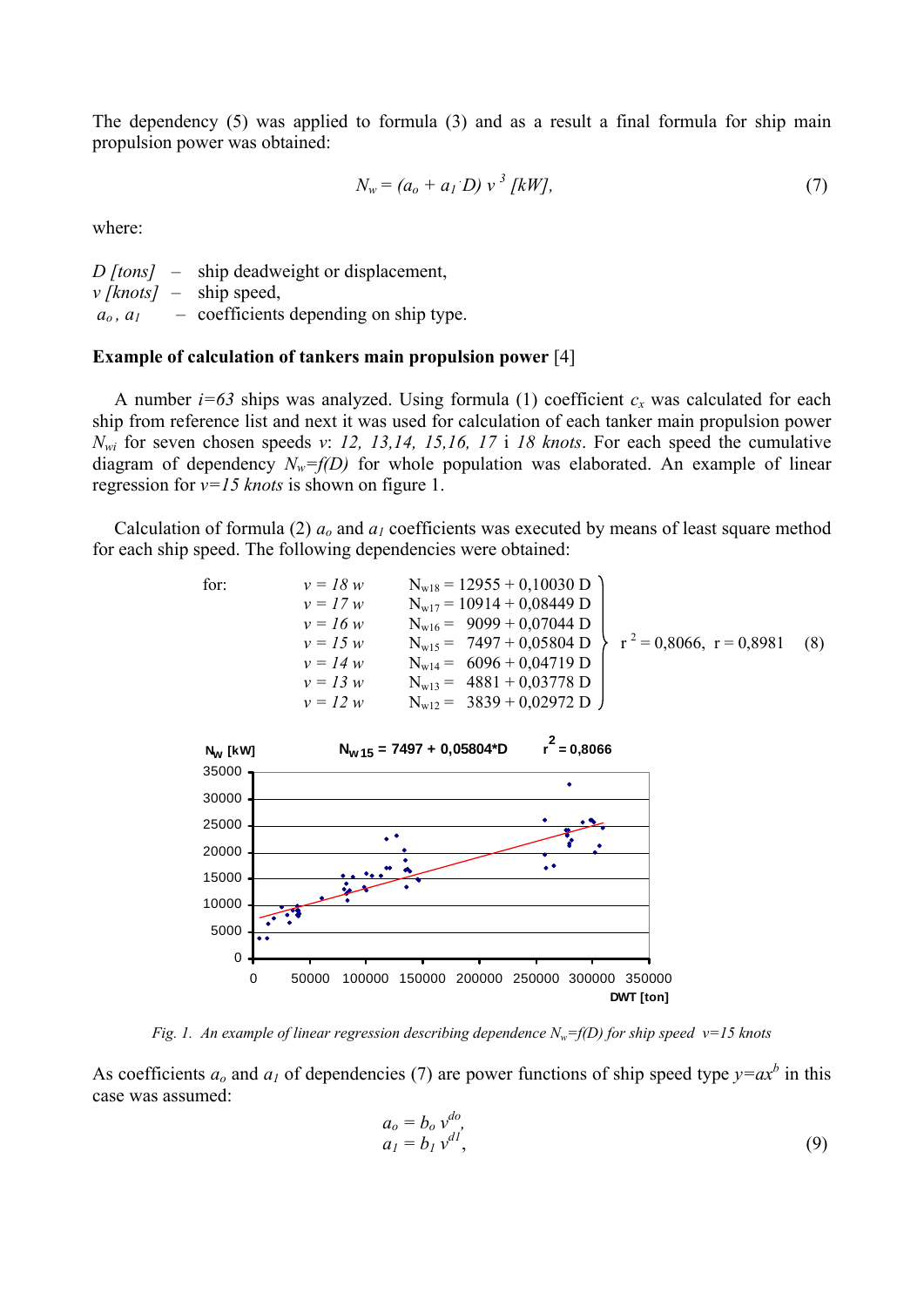The dependency (5) was applied to formula (3) and as a result a final formula for ship main propulsion power was obtained:

$$N_w = (a_o + a_1 \cdot D)\, v^3 \; [kW], \tag{7}$$

where:

- $D$ *[tons]* – ship deadweight or displacement,
- $v$ *[knots]* – ship speed,
- $a_o$, $a_1$ – coefficients depending on ship type.

**Example of calculation of tankers main propulsion power** [4]

A number $i=63$ ships was analyzed. Using formula (1) coefficient $c_x$ was calculated for each ship from reference list and next it was used for calculation of each tanker main propulsion power $N_{wi}$ for seven chosen speeds $v$: *12, 13,14, 15,16, 17* i *18 knots*. For each speed the cumulative diagram of dependency $N_w=f(D)$ for whole population was elaborated. An example of linear regression for $v=15$ *knots* is shown on figure 1.

Calculation of formula (2) $a_o$ and $a_1$ coefficients was executed by means of least square method for each ship speed. The following dependencies were obtained:

$$\text{for:} \quad \left.\begin{array}{ll} v = 18\ w & N_{w18} = 12955 + 0{,}10030\ D \\ v = 17\ w & N_{w17} = 10914 + 0{,}08449\ D \\ v = 16\ w & N_{w16} = 9099 + 0{,}07044\ D \\ v = 15\ w & N_{w15} = 7497 + 0{,}05804\ D \\ v = 14\ w & N_{w14} = 6096 + 0{,}04719\ D \\ v = 13\ w & N_{w13} = 4881 + 0{,}03778\ D \\ v = 12\ w & N_{w12} = 3839 + 0{,}02972\ D \end{array}\right\} \; r^2 = 0{,}8066,\; r = 0{,}8981 \tag{8}$$

*Fig. 1. An example of linear regression describing dependence $N_w=f(D)$ for ship speed $v=15$ knots*

As coefficients $a_o$ and $a_1$ of dependencies (7) are power functions of ship speed type $y=ax^b$ in this case was assumed:

$$a_o = b_o\, v^{do},$$
$$a_1 = b_1\, v^{d1}, \tag{9}$$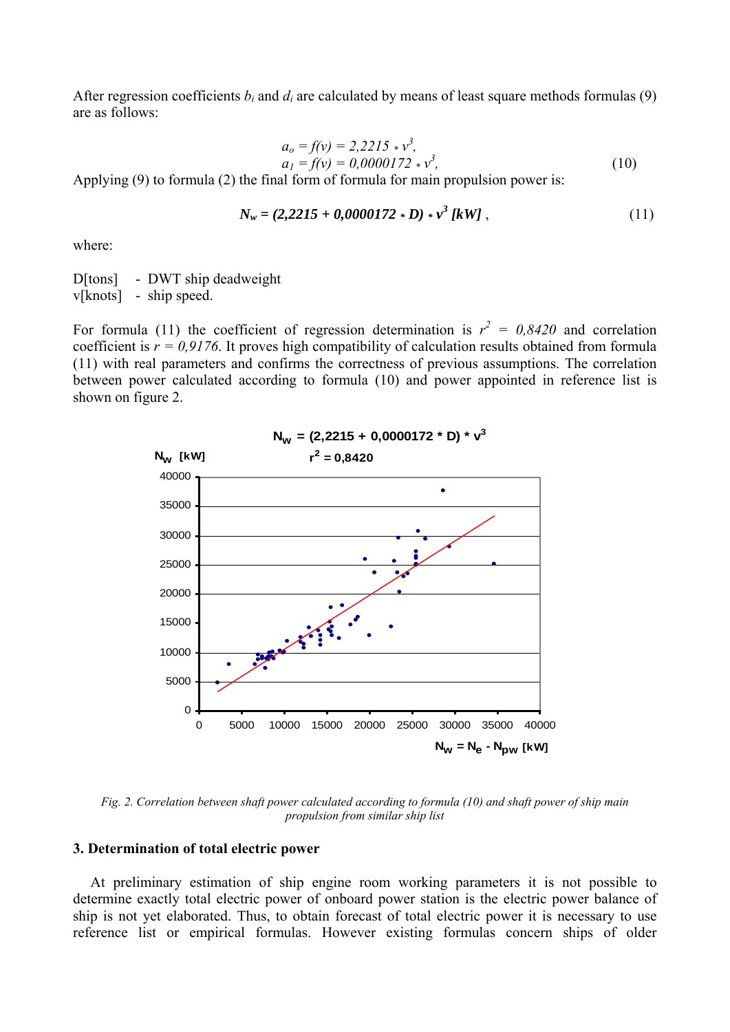After regression coefficients $b_i$ and $d_i$ are calculated by means of least square methods formulas (9) are as follows:

$$a_o = f(v) = 2{,}2215 * v^3,$$
$$a_1 = f(v) = 0{,}0000172 * v^3, \quad (10)$$

Applying (9) to formula (2) the final form of formula for main propulsion power is:

$$N_w = (2{,}2215 + 0{,}0000172 * D) * v^3 \text{ [kW]}, \quad (11)$$

where:

D[tons] - DWT ship deadweight
v[knots] - ship speed.

For formula (11) the coefficient of regression determination is $r^2 = 0{,}8420$ and correlation coefficient is $r = 0{,}9176$. It proves high compatibility of calculation results obtained from formula (11) with real parameters and confirms the correctness of previous assumptions. The correlation between power calculated according to formula (10) and power appointed in reference list is shown on figure 2.

*Fig. 2. Correlation between shaft power calculated according to formula (10) and shaft power of ship main propulsion from similar ship list*

### 3. Determination of total electric power

At preliminary estimation of ship engine room working parameters it is not possible to determine exactly total electric power of onboard power station is the electric power balance of ship is not yet elaborated. Thus, to obtain forecast of total electric power it is necessary to use reference list or empirical formulas. However existing formulas concern ships of older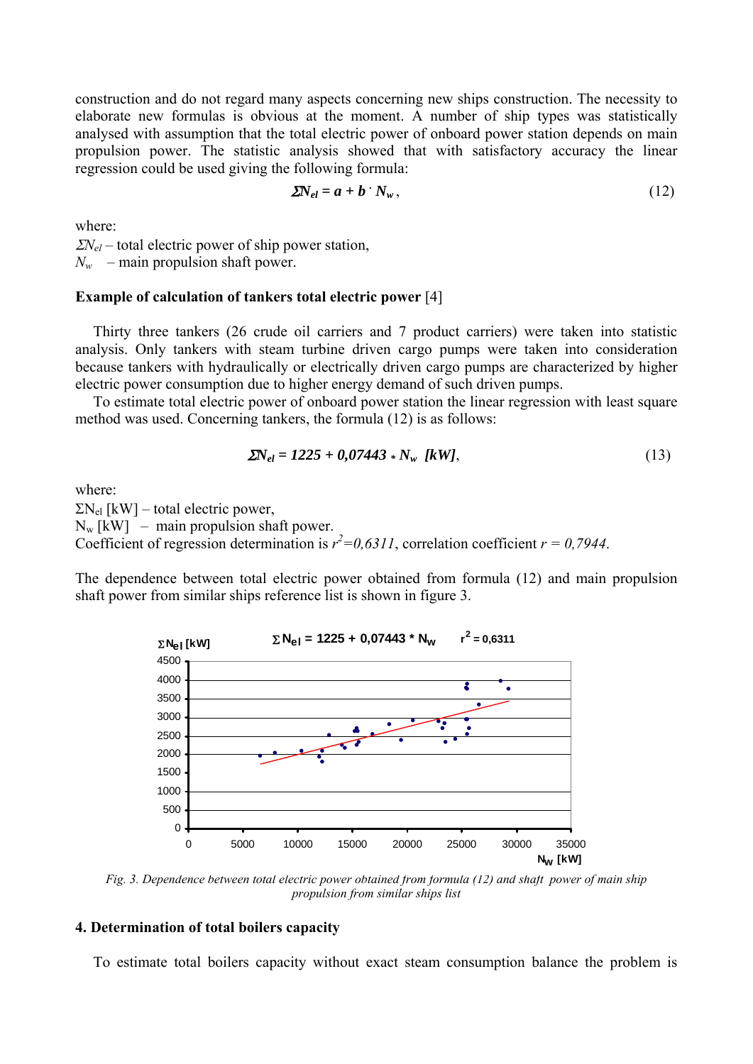construction and do not regard many aspects concerning new ships construction. The necessity to elaborate new formulas is obvious at the moment. A number of ship types was statistically analysed with assumption that the total electric power of onboard power station depends on main propulsion power. The statistic analysis showed that with satisfactory accuracy the linear regression could be used giving the following formula:

$$\Sigma N_{el} = a + b \cdot N_w , \tag{12}$$

where:

$\Sigma N_{el}$ – total electric power of ship power station,
$N_w$ – main propulsion shaft power.

**Example of calculation of tankers total electric power** [4]

Thirty three tankers (26 crude oil carriers and 7 product carriers) were taken into statistic analysis. Only tankers with steam turbine driven cargo pumps were taken into consideration because tankers with hydraulically or electrically driven cargo pumps are characterized by higher electric power consumption due to higher energy demand of such driven pumps.

To estimate total electric power of onboard power station the linear regression with least square method was used. Concerning tankers, the formula (12) is as follows:

$$\Sigma N_{el} = 1225 + 0{,}07443 * N_w \ \ [kW], \tag{13}$$

where:

$\Sigma N_{el}$ [kW] – total electric power,
$N_w$ [kW] – main propulsion shaft power.
Coefficient of regression determination is $r^2 = 0{,}6311$, correlation coefficient $r = 0{,}7944$.

The dependence between total electric power obtained from formula (12) and main propulsion shaft power from similar ships reference list is shown in figure 3.

*Fig. 3. Dependence between total electric power obtained from formula (12) and shaft power of main ship propulsion from similar ships list*

## 4. Determination of total boilers capacity

To estimate total boilers capacity without exact steam consumption balance the problem is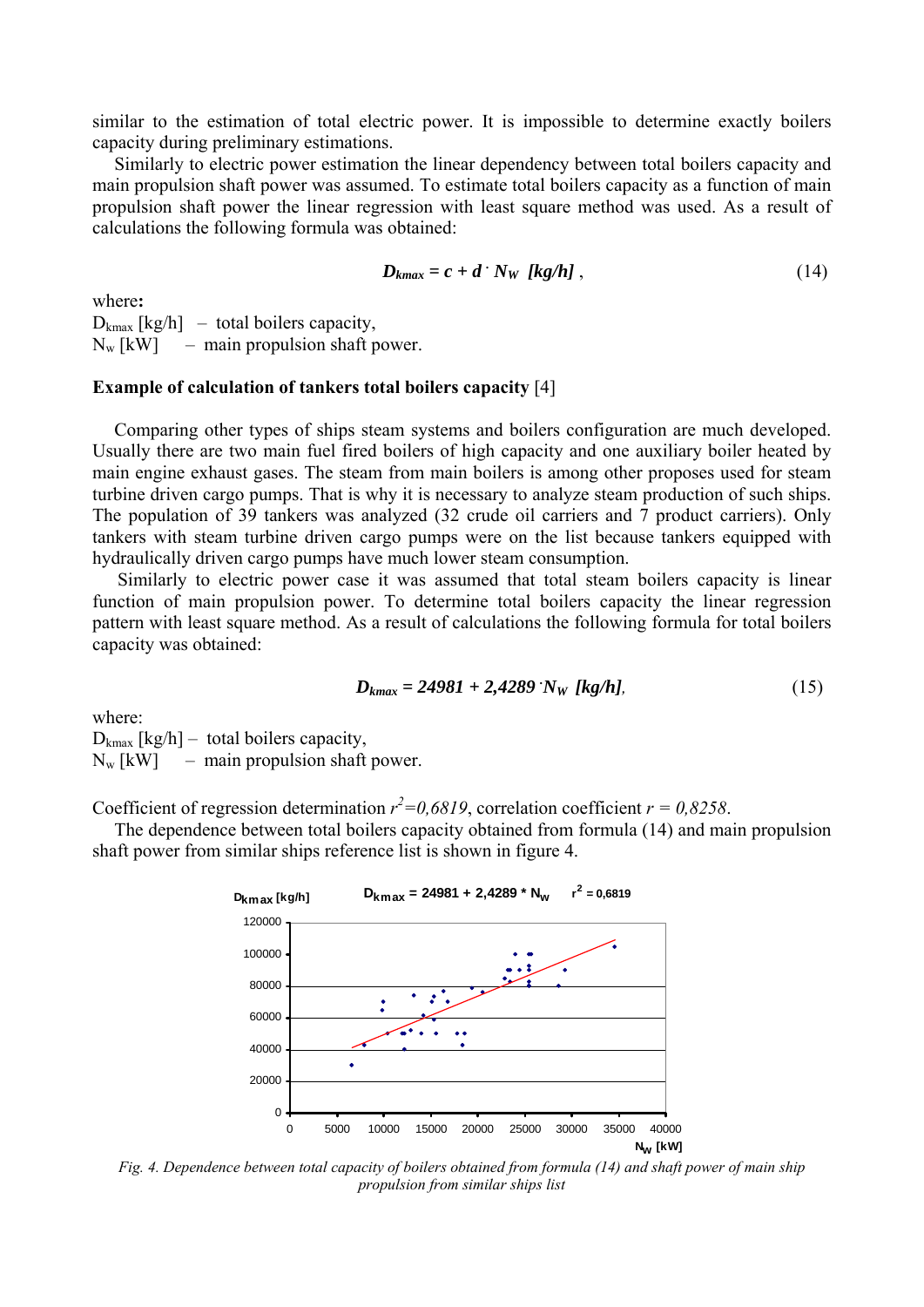similar to the estimation of total electric power. It is impossible to determine exactly boilers capacity during preliminary estimations.

Similarly to electric power estimation the linear dependency between total boilers capacity and main propulsion shaft power was assumed. To estimate total boilers capacity as a function of main propulsion shaft power the linear regression with least square method was used. As a result of calculations the following formula was obtained:

$$D_{kmax} = c + d \cdot N_W \ [kg/h] \ , \tag{14}$$

where:

$D_{kmax}$ [kg/h] – total boilers capacity,

$N_w$ [kW] – main propulsion shaft power.

**Example of calculation of tankers total boilers capacity** [4]

Comparing other types of ships steam systems and boilers configuration are much developed. Usually there are two main fuel fired boilers of high capacity and one auxiliary boiler heated by main engine exhaust gases. The steam from main boilers is among other proposes used for steam turbine driven cargo pumps. That is why it is necessary to analyze steam production of such ships. The population of 39 tankers was analyzed (32 crude oil carriers and 7 product carriers). Only tankers with steam turbine driven cargo pumps were on the list because tankers equipped with hydraulically driven cargo pumps have much lower steam consumption.

Similarly to electric power case it was assumed that total steam boilers capacity is linear function of main propulsion power. To determine total boilers capacity the linear regression pattern with least square method. As a result of calculations the following formula for total boilers capacity was obtained:

$$D_{kmax} = 24981 + 2{,}4289 \cdot N_W \ [kg/h], \tag{15}$$

where:

$D_{kmax}$ [kg/h] – total boilers capacity,

$N_w$ [kW] – main propulsion shaft power.

Coefficient of regression determination $r^2=0{,}6819$, correlation coefficient $r = 0{,}8258$.

The dependence between total boilers capacity obtained from formula (14) and main propulsion shaft power from similar ships reference list is shown in figure 4.

*Fig. 4. Dependence between total capacity of boilers obtained from formula (14) and shaft power of main ship propulsion from similar ships list*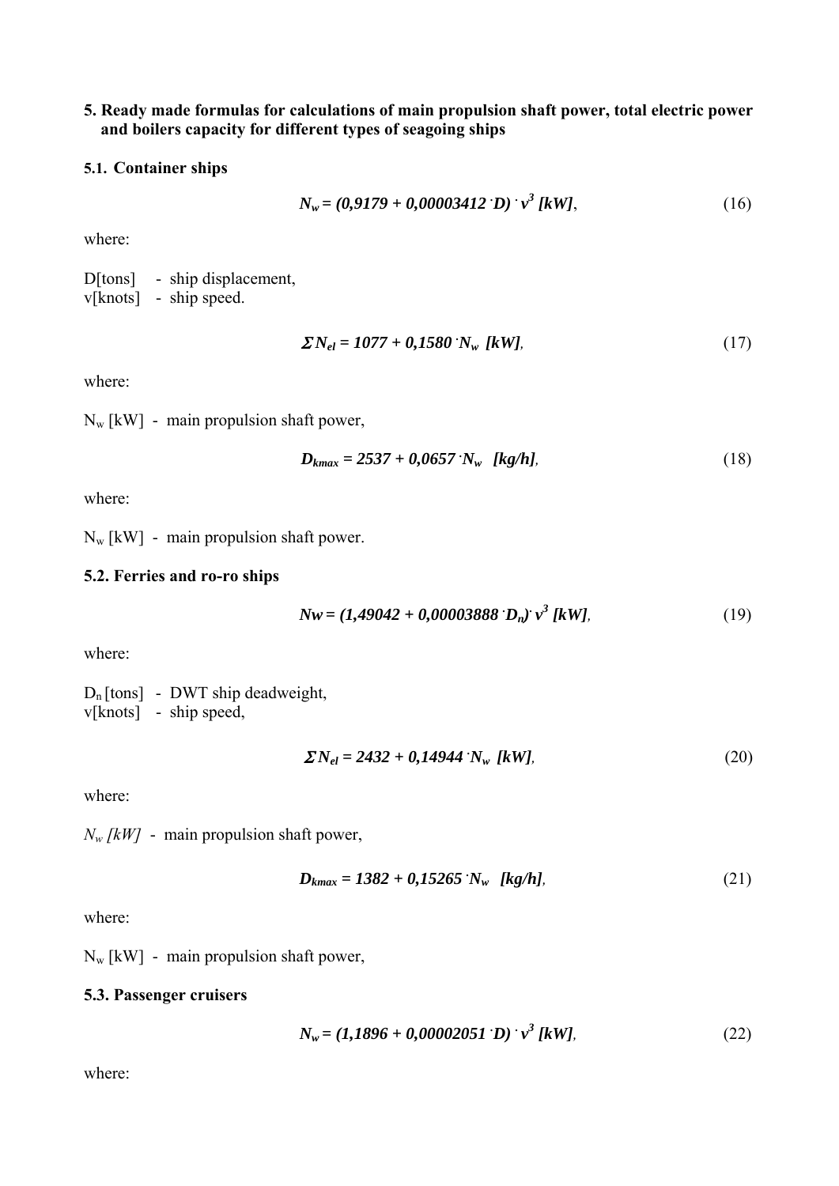## 5. Ready made formulas for calculations of main propulsion shaft power, total electric power and boilers capacity for different types of seagoing ships

### 5.1. Container ships

$$N_w = (0{,}9179 + 0{,}00003412 \cdot D) \cdot v^3 \; [kW], \tag{16}$$

where:

D[tons] - ship displacement,
v[knots] - ship speed.

$$\Sigma N_{el} = 1077 + 0{,}1580 \cdot N_w \; [kW], \tag{17}$$

where:

$N_w$ [kW] - main propulsion shaft power,

$$D_{kmax} = 2537 + 0{,}0657 \cdot N_w \; [kg/h], \tag{18}$$

where:

$N_w$ [kW] - main propulsion shaft power.

### 5.2. Ferries and ro-ro ships

$$Nw = (1{,}49042 + 0{,}00003888 \cdot D_n) \cdot v^3 \; [kW], \tag{19}$$

where:

$D_n$ [tons] - DWT ship deadweight,
v[knots] - ship speed,

$$\Sigma N_{el} = 2432 + 0{,}14944 \cdot N_w \; [kW], \tag{20}$$

where:

$N_w$ *[kW]* - main propulsion shaft power,

$$D_{kmax} = 1382 + 0{,}15265 \cdot N_w \; [kg/h], \tag{21}$$

where:

$N_w$ [kW] - main propulsion shaft power,

### 5.3. Passenger cruisers

$$N_w = (1{,}1896 + 0{,}00002051 \cdot D) \cdot v^3 \; [kW], \tag{22}$$

where: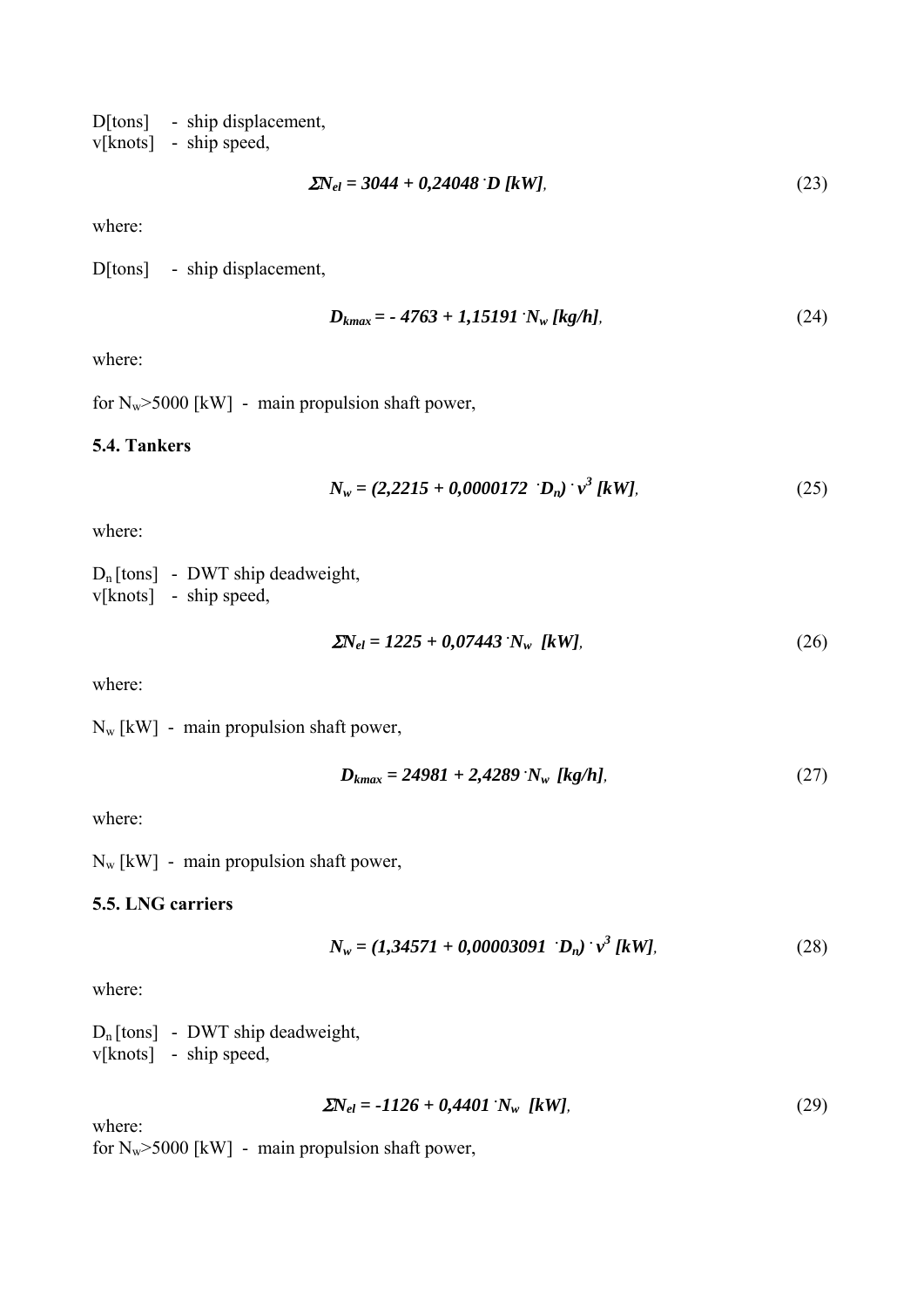D[tons] - ship displacement,
v[knots] - ship speed,

$$\Sigma N_{el} = 3044 + 0{,}24048 \cdot D \ [kW], \tag{23}$$

where:

D[tons] - ship displacement,

$$D_{kmax} = -4763 + 1{,}15191 \cdot N_w \ [kg/h], \tag{24}$$

where:

for $N_w$>5000 [kW] - main propulsion shaft power,

### 5.4. Tankers

$$N_w = (2{,}2215 + 0{,}0000172 \cdot D_n) \cdot v^3 \ [kW], \tag{25}$$

where:

$D_n$ [tons] - DWT ship deadweight,
v[knots] - ship speed,

$$\Sigma N_{el} = 1225 + 0{,}07443 \cdot N_w \ [kW], \tag{26}$$

where:

$N_w$ [kW] - main propulsion shaft power,

$$D_{kmax} = 24981 + 2{,}4289 \cdot N_w \ [kg/h], \tag{27}$$

where:

$N_w$ [kW] - main propulsion shaft power,

### 5.5. LNG carriers

$$N_w = (1{,}34571 + 0{,}00003091 \cdot D_n) \cdot v^3 \ [kW], \tag{28}$$

where:

$D_n$ [tons] - DWT ship deadweight,
v[knots] - ship speed,

$$\Sigma N_{el} = -1126 + 0{,}4401 \cdot N_w \ [kW], \tag{29}$$

where:
for $N_w$>5000 [kW] - main propulsion shaft power,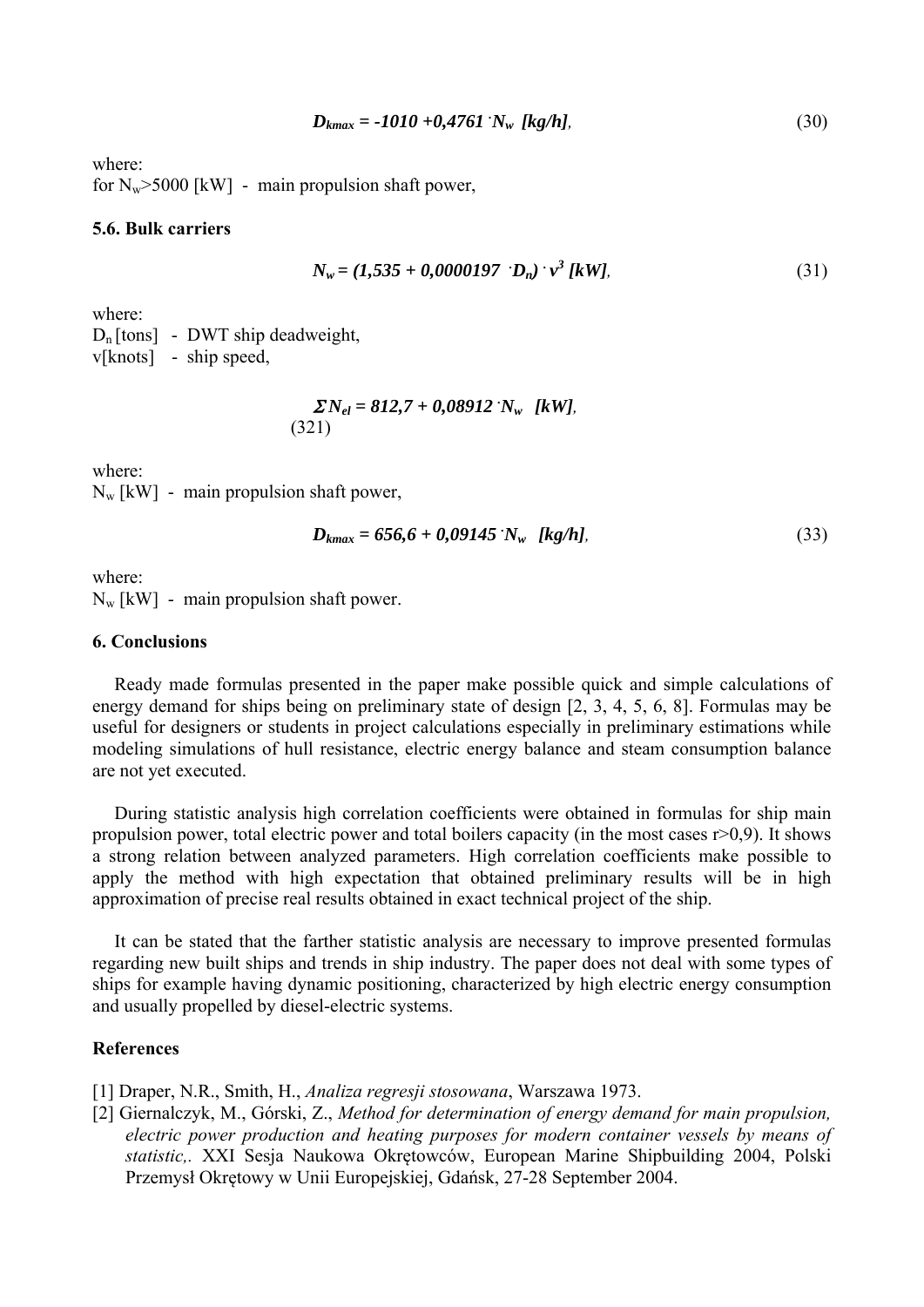$$D_{kmax} = -1010 + 0{,}4761 \cdot N_w \ [kg/h], \tag{30}$$

where:

for $N_w$>5000 [kW] - main propulsion shaft power,

### 5.6. Bulk carriers

$$N_w = (1{,}535 + 0{,}0000197 \cdot D_n) \cdot v^3 \ [kW], \tag{31}$$

where:

$D_n$ [tons] - DWT ship deadweight,

v[knots] - ship speed,

$$\Sigma N_{el} = 812{,}7 + 0{,}08912 \cdot N_w \ [kW], \tag{321}$$

where:

$N_w$ [kW] - main propulsion shaft power,

$$D_{kmax} = 656{,}6 + 0{,}09145 \cdot N_w \ [kg/h], \tag{33}$$

where:

$N_w$ [kW] - main propulsion shaft power.

## 6. Conclusions

Ready made formulas presented in the paper make possible quick and simple calculations of energy demand for ships being on preliminary state of design [2, 3, 4, 5, 6, 8]. Formulas may be useful for designers or students in project calculations especially in preliminary estimations while modeling simulations of hull resistance, electric energy balance and steam consumption balance are not yet executed.

During statistic analysis high correlation coefficients were obtained in formulas for ship main propulsion power, total electric power and total boilers capacity (in the most cases r>0,9). It shows a strong relation between analyzed parameters. High correlation coefficients make possible to apply the method with high expectation that obtained preliminary results will be in high approximation of precise real results obtained in exact technical project of the ship.

It can be stated that the farther statistic analysis are necessary to improve presented formulas regarding new built ships and trends in ship industry. The paper does not deal with some types of ships for example having dynamic positioning, characterized by high electric energy consumption and usually propelled by diesel-electric systems.

## References

[1] Draper, N.R., Smith, H., *Analiza regresji stosowana*, Warszawa 1973.

[2] Giernalczyk, M., Górski, Z., *Method for determination of energy demand for main propulsion, electric power production and heating purposes for modern container vessels by means of statistic,*. XXI Sesja Naukowa Okrętowców, European Marine Shipbuilding 2004, Polski Przemysł Okrętowy w Unii Europejskiej, Gdańsk, 27-28 September 2004.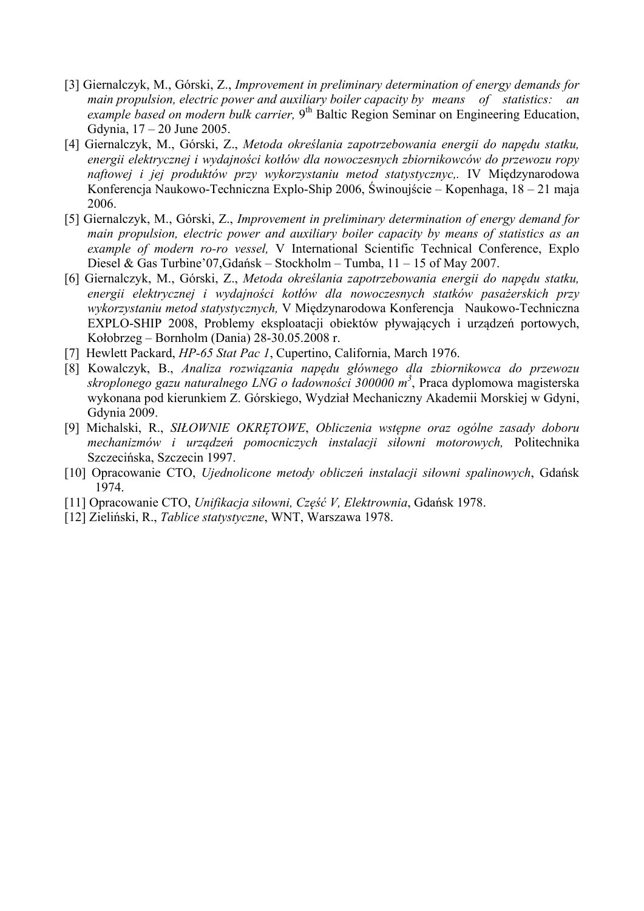[3] Giernalczyk, M., Górski, Z., *Improvement in preliminary determination of energy demands for main propulsion, electric power and auxiliary boiler capacity by means of statistics: an example based on modern bulk carrier,* 9th Baltic Region Seminar on Engineering Education, Gdynia, 17 – 20 June 2005.

[4] Giernalczyk, M., Górski, Z., *Metoda określania zapotrzebowania energii do napędu statku, energii elektrycznej i wydajności kotłów dla nowoczesnych zbiornikowców do przewozu ropy naftowej i jej produktów przy wykorzystaniu metod statystycznyc,.* IV Międzynarodowa Konferencja Naukowo-Techniczna Explo-Ship 2006, Świnoujście – Kopenhaga, 18 – 21 maja 2006.

[5] Giernalczyk, M., Górski, Z., *Improvement in preliminary determination of energy demand for main propulsion, electric power and auxiliary boiler capacity by means of statistics as an example of modern ro-ro vessel,* V International Scientific Technical Conference, Explo Diesel & Gas Turbine'07,Gdańsk – Stockholm – Tumba, 11 – 15 of May 2007.

[6] Giernalczyk, M., Górski, Z., *Metoda określania zapotrzebowania energii do napędu statku, energii elektrycznej i wydajności kotłów dla nowoczesnych statków pasażerskich przy wykorzystaniu metod statystycznych,* V Międzynarodowa Konferencja Naukowo-Techniczna EXPLO-SHIP 2008, Problemy eksploatacji obiektów pływających i urządzeń portowych, Kołobrzeg – Bornholm (Dania) 28-30.05.2008 r.

[7] Hewlett Packard, *HP-65 Stat Pac 1*, Cupertino, California, March 1976.

[8] Kowalczyk, B., *Analiza rozwiązania napędu głównego dla zbiornikowca do przewozu skroplonego gazu naturalnego LNG o ładowności 300000 $m^3$*, Praca dyplomowa magisterska wykonana pod kierunkiem Z. Górskiego, Wydział Mechaniczny Akademii Morskiej w Gdyni, Gdynia 2009.

[9] Michalski, R., *SIŁOWNIE OKRĘTOWE*, *Obliczenia wstępne oraz ogólne zasady doboru mechanizmów i urządzeń pomocniczych instalacji siłowni motorowych,* Politechnika Szczecińska, Szczecin 1997.

[10] Opracowanie CTO, *Ujednolicone metody obliczeń instalacji siłowni spalinowych*, Gdańsk 1974.

[11] Opracowanie CTO, *Unifikacja siłowni, Część V, Elektrownia*, Gdańsk 1978.

[12] Zieliński, R., *Tablice statystyczne*, WNT, Warszawa 1978.